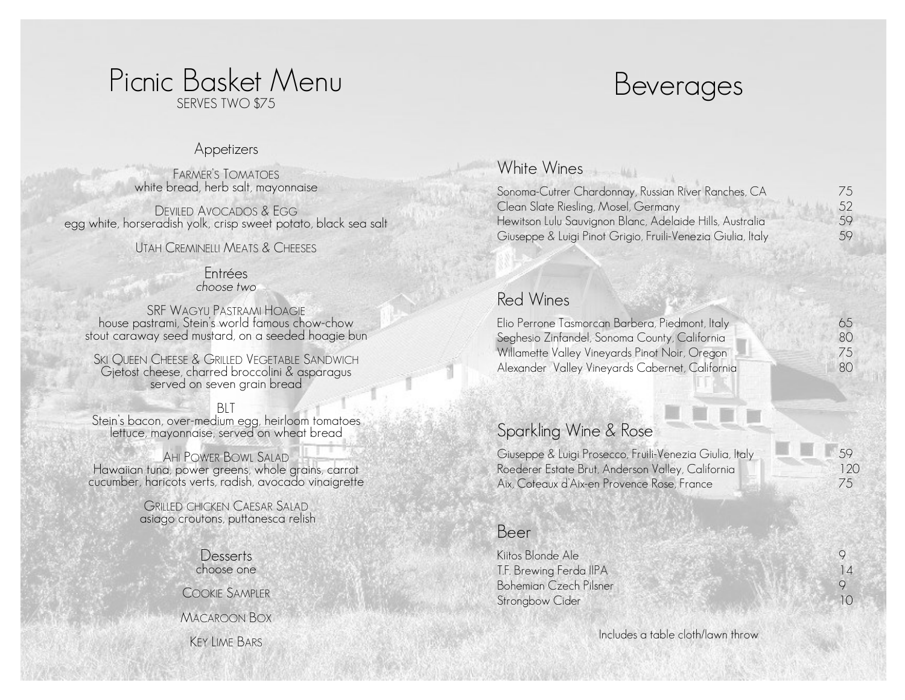# Picnic Basket Menu

SERVES TWO $75

## Appetizers

FARMER'S TOMATOES
white bread, herb salt, mayonnaise

DEVILED AVOCADOS & EGG
egg white, horseradish yolk, crisp sweet potato, black sea salt

UTAH CREMINELLI MEATS & CHEESES

## Entrées

*choose two*

SRF WAGYU PASTRAMI HOAGIE
house pastrami, Stein's world famous chow-chow
stout caraway seed mustard, on a seeded hoagie bun

SKI QUEEN CHEESE & GRILLED VEGETABLE SANDWICH
Gjetost cheese, charred broccolini & asparagus
served on seven grain bread

BLT
Stein's bacon, over-medium egg, heirloom tomatoes
lettuce, mayonnaise, served on wheat bread

AHI POWER BOWL SALAD
Hawaiian tuna, power greens, whole grains, carrot
cucumber, haricots verts, radish, avocado vinaigrette

GRILLED CHICKEN CAESAR SALAD
asiago croutons, puttanesca relish

## Desserts

choose one

COOKIE SAMPLER

MACAROON BOX

KEY LIME BARS

# Beverages

## White Wines

| | |
|---|---|
| Sonoma-Cutrer Chardonnay, Russian River Ranches, CA | 75 |
| Clean Slate Riesling, Mosel, Germany | 52 |
| Hewitson Lulu Sauvignon Blanc, Adelaide Hills, Australia | 59 |
| Giuseppe & Luigi Pinot Grigio, Fruili-Venezia Giulia, Italy | 59 |

## Red Wines

| | |
|---|---|
| Elio Perrone Tasmorcan Barbera, Piedmont, Italy | 65 |
| Seghesio Zinfandel, Sonoma County, California | 80 |
| Willamette Valley Vineyards Pinot Noir, Oregon | 75 |
| Alexander Valley Vineyards Cabernet, California | 80 |

## Sparkling Wine & Rose

| | |
|---|---|
| Giuseppe & Luigi Prosecco, Fruili-Venezia Giulia, Italy | 59 |
| Roederer Estate Brut, Anderson Valley, California | 120 |
| Aix, Coteaux d'Aix-en Provence Rose, France | 75 |

## Beer

| | |
|---|---|
| Kiitos Blonde Ale | 9 |
| T.F. Brewing Ferda IIPA | 14 |
| Bohemian Czech Pilsner | 9 |
| Strongbow Cider | 10 |

Includes a table cloth/lawn throw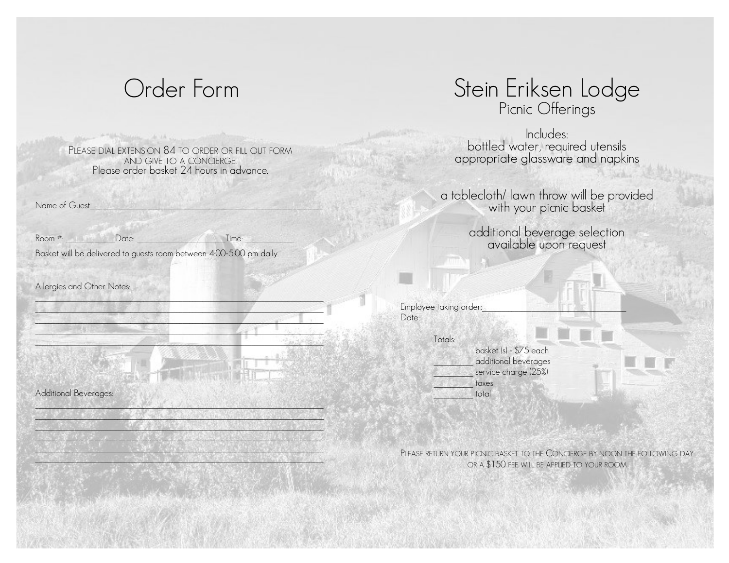# Order Form

PLEASE DIAL EXTENSION 84 TO ORDER OR FILL OUT FORM AND GIVE TO A CONCIERGE.
Please order basket 24 hours in advance.

Name of Guest______________________________________________________

Room #: ___________ Date: ____________________ Time: ___________

Basket will be delivered to guests room between 4:00-5:00 pm daily.

Allergies and Other Notes:

_____________________________________________________________

_____________________________________________________________

_____________________________________________________________

_____________________________________________________________

_____________________________________________________________

Additional Beverages:

_____________________________________________________________

_____________________________________________________________

_____________________________________________________________

_____________________________________________________________

_____________________________________________________________

_____________________________________________________________

# Stein Eriksen Lodge

## Picnic Offerings

Includes:
bottled water, required utensils
appropriate glassware and napkins

a tablecloth/ lawn throw will be provided with your picnic basket

additional beverage selection available upon request

Employee taking order: ____________________________________
Date: ______________

Totals:

_________ basket (s) - $75 each
_________ additional beverages
_________ service charge (25%)
_________ taxes
_________ total

PLEASE RETURN YOUR PICNIC BASKET TO THE CONCIERGE BY NOON THE FOLLOWING DAY OR A $150 FEE WILL BE APPLIED TO YOUR ROOM.